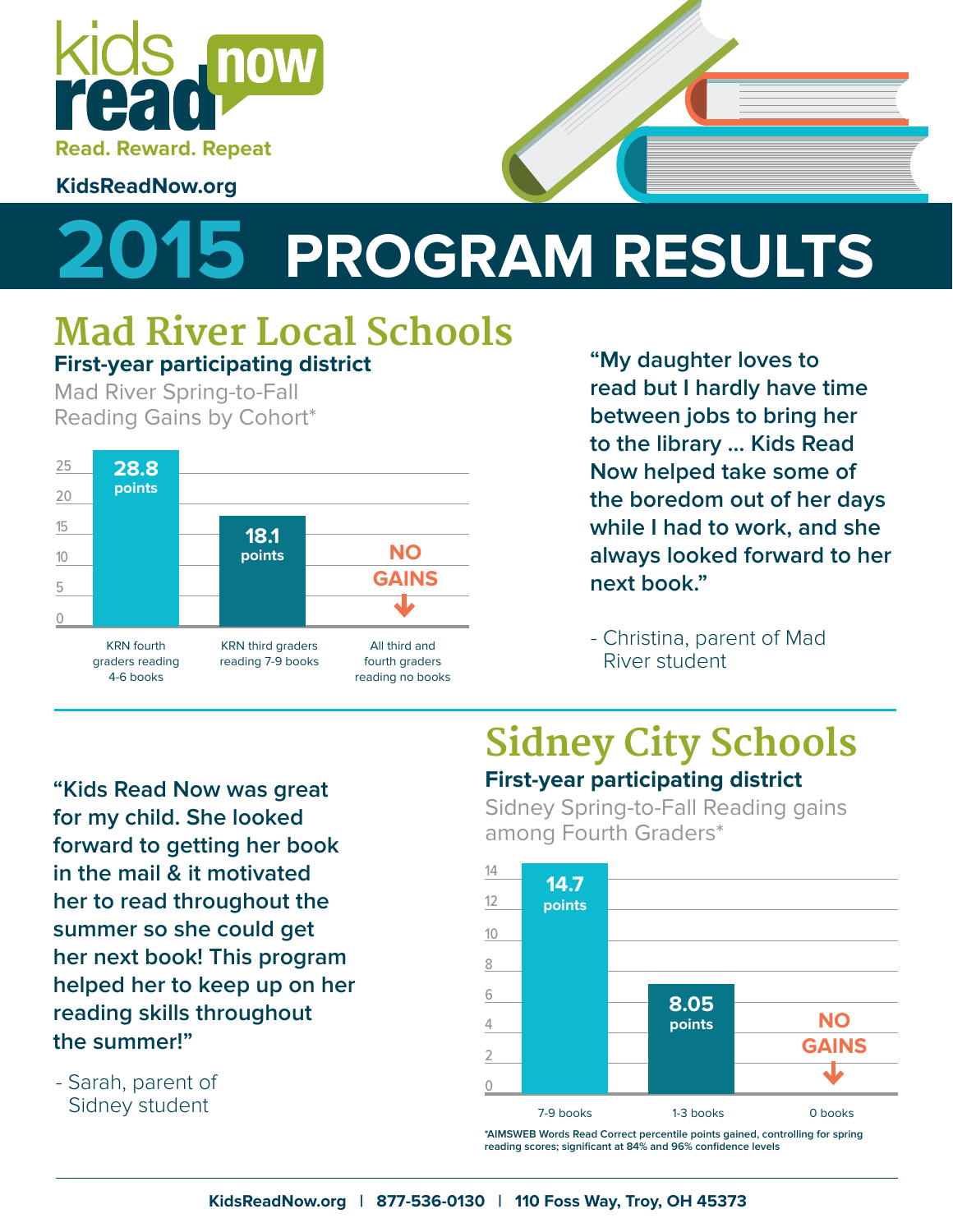kids read now

Read. Reward. Repeat

KidsReadNow.org

# 2015 PROGRAM RESULTS

## Mad River Local Schools

**First-year participating district**

Mad River Spring-to-Fall Reading Gains by Cohort*

| Cohort | Gain |
| --- | --- |
| KRN fourth graders reading 4-6 books | 28.8 points |
| KRN third graders reading 7-9 books | 18.1 points |
| All third and fourth graders reading no books | NO GAINS |

**"My daughter loves to read but I hardly have time between jobs to bring her to the library ... Kids Read Now helped take some of the boredom out of her days while I had to work, and she always looked forward to her next book."**

- Christina, parent of Mad River student

## Sidney City Schools

**First-year participating district**

Sidney Spring-to-Fall Reading gains among Fourth Graders*

| Books | Gain |
| --- | --- |
| 7-9 books | 14.7 points |
| 1-3 books | 8.05 points |
| 0 books | NO GAINS |

**"Kids Read Now was great for my child. She looked forward to getting her book in the mail & it motivated her to read throughout the summer so she could get her next book! This program helped her to keep up on her reading skills throughout the summer!"**

- Sarah, parent of Sidney student

*AIMSWEB Words Read Correct percentile points gained, controlling for spring reading scores; significant at 84% and 96% confidence levels

KidsReadNow.org | 877-536-0130 | 110 Foss Way, Troy, OH 45373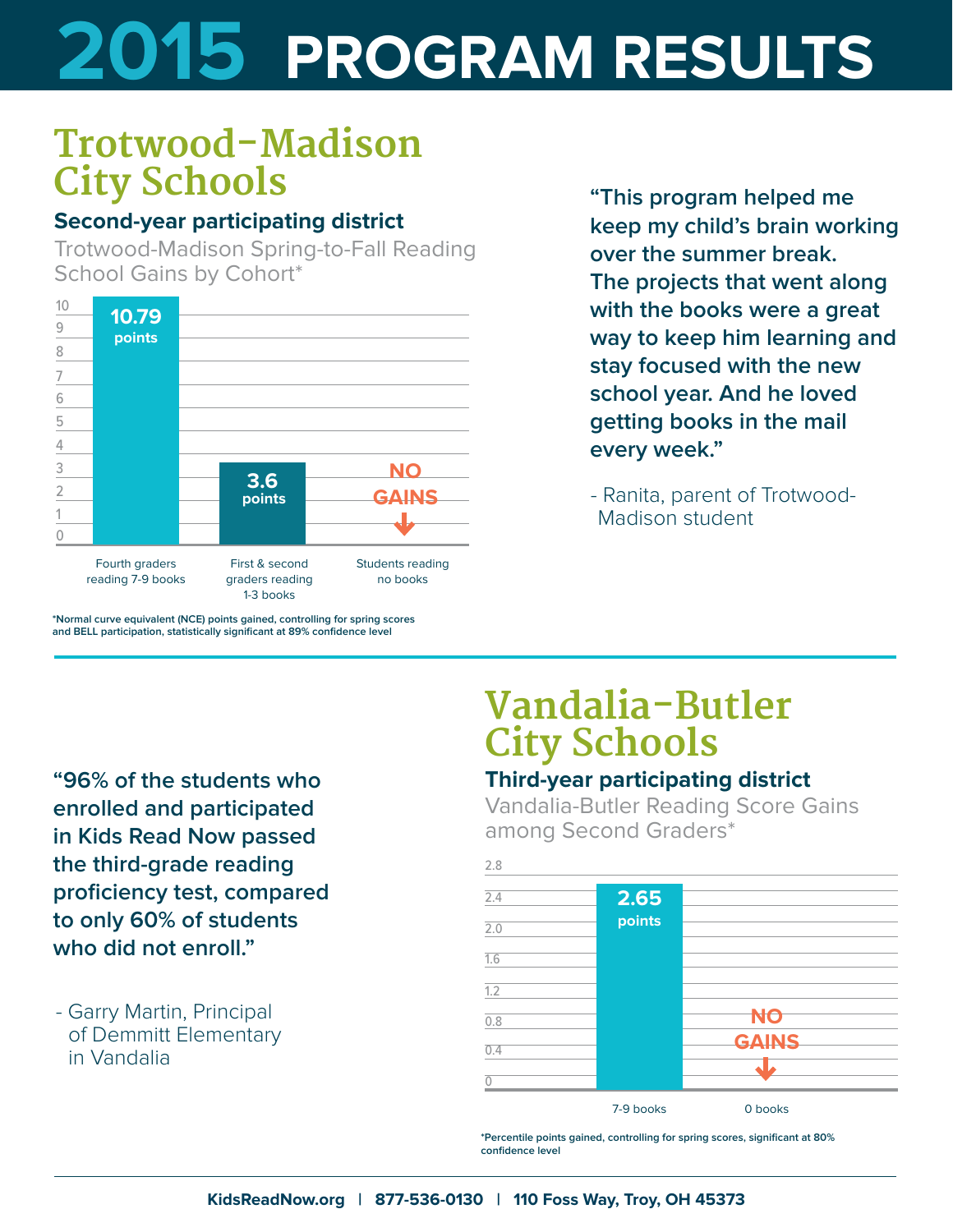# 2015 PROGRAM RESULTS

## Trotwood-Madison City Schools

### Second-year participating district

Trotwood-Madison Spring-to-Fall Reading School Gains by Cohort*

| Cohort | Gain |
|---|---|
| Fourth graders reading 7-9 books | 10.79 points |
| First & second graders reading 1-3 books | 3.6 points |
| Students reading no books | NO GAINS |

*Normal curve equivalent (NCE) points gained, controlling for spring scores and BELL participation, statistically significant at 89% confidence level

"This program helped me keep my child's brain working over the summer break. The projects that went along with the books were a great way to keep him learning and stay focused with the new school year. And he loved getting books in the mail every week."

- Ranita, parent of Trotwood-Madison student

## Vandalia-Butler City Schools

### Third-year participating district

Vandalia-Butler Reading Score Gains among Second Graders*

| Books read | Gain |
|---|---|
| 7-9 books | 2.65 points |
| 0 books | NO GAINS |

*Percentile points gained, controlling for spring scores, significant at 80% confidence level

"96% of the students who enrolled and participated in Kids Read Now passed the third-grade reading proficiency test, compared to only 60% of students who did not enroll."

- Garry Martin, Principal of Demmitt Elementary in Vandalia

KidsReadNow.org | 877-536-0130 | 110 Foss Way, Troy, OH 45373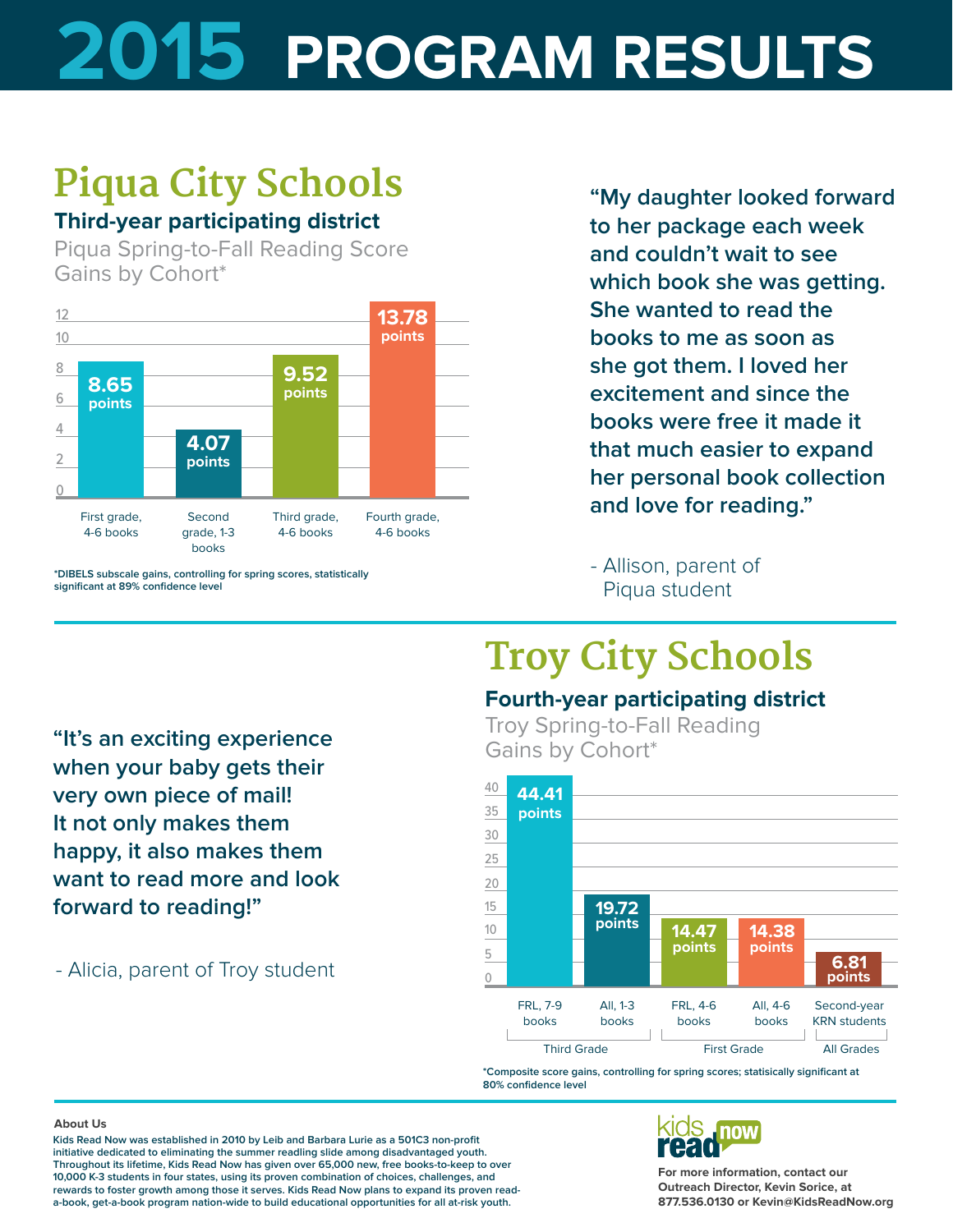# 2015 PROGRAM RESULTS

## Piqua City Schools

### Third-year participating district

Piqua Spring-to-Fall Reading Score Gains by Cohort*

12
10
8
6
4
2
0

8.65 points
4.07 points
9.52 points
13.78 points

First grade, 4-6 books
Second grade, 1-3 books
Third grade, 4-6 books
Fourth grade, 4-6 books

*DIBELS subscale gains, controlling for spring scores, statistically significant at 89% confidence level

"My daughter looked forward to her package each week and couldn't wait to see which book she was getting. She wanted to read the books to me as soon as she got them. I loved her excitement and since the books were free it made it that much easier to expand her personal book collection and love for reading."

- Allison, parent of Piqua student

## Troy City Schools

### Fourth-year participating district

Troy Spring-to-Fall Reading Gains by Cohort*

40
35
30
25
20
15
10
5
0

44.41 points
19.72 points
14.47 points
14.38 points
6.81 points

FRL, 7-9 books
All, 1-3 books
FRL, 4-6 books
All, 4-6 books
Second-year KRN students

Third Grade
First Grade
All Grades

*Composite score gains, controlling for spring scores; statisically significant at 80% confidence level

"It's an exciting experience when your baby gets their very own piece of mail! It not only makes them happy, it also makes them want to read more and look forward to reading!"

- Alicia, parent of Troy student

**About Us**

Kids Read Now was established in 2010 by Leib and Barbara Lurie as a 501C3 non-profit initiative dedicated to eliminating the summer readling slide among disadvantaged youth. Throughout its lifetime, Kids Read Now has given over 65,000 new, free books-to-keep to over 10,000 K-3 students in four states, using its proven combination of choices, challenges, and rewards to foster growth among those it serves. Kids Read Now plans to expand its proven read-a-book, get-a-book program nation-wide to build educational opportunities for all at-risk youth.

kids read now

For more information, contact our Outreach Director, Kevin Sorice, at 877.536.0130 or Kevin@KidsReadNow.org